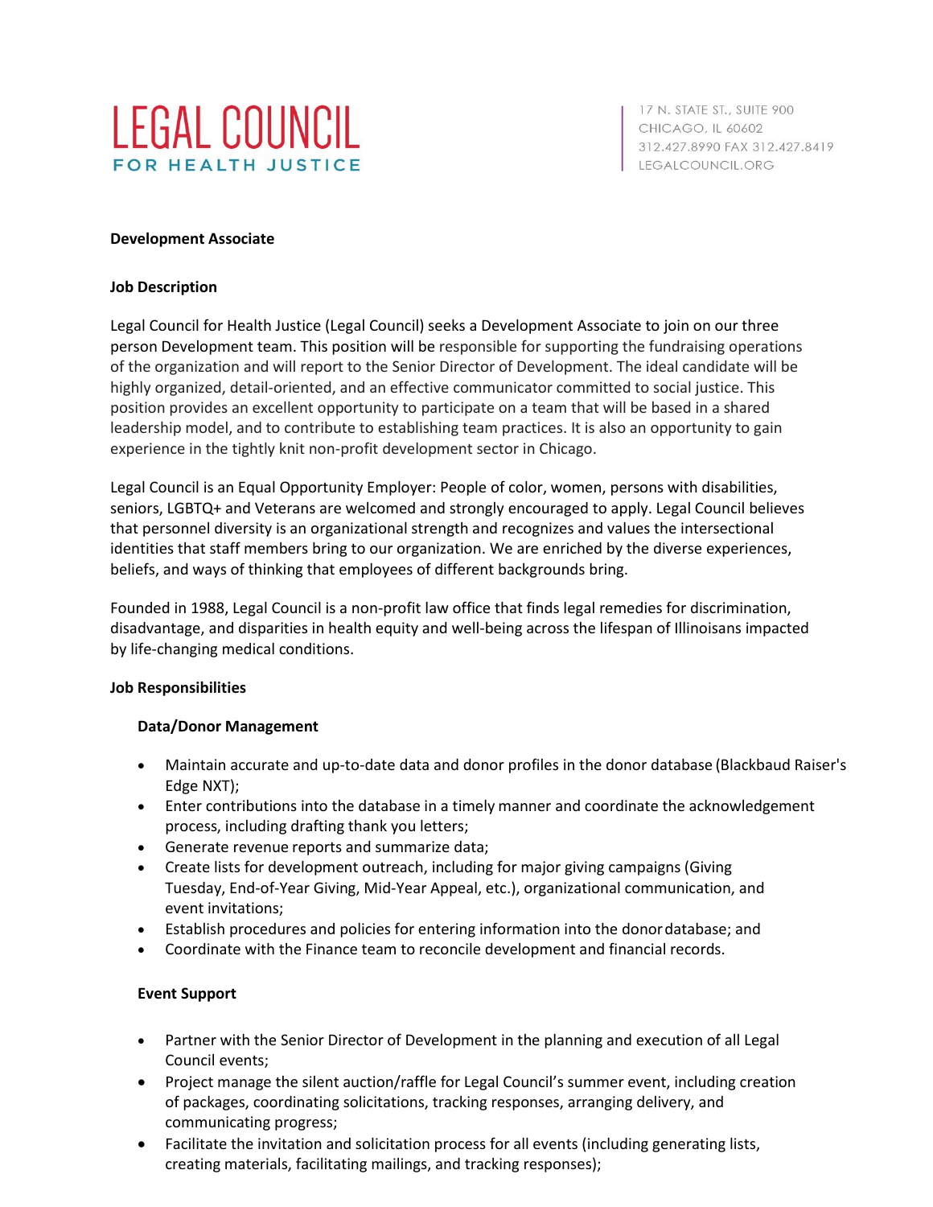# LEGAL COUNCIL
FOR HEALTH JUSTICE

17 N. STATE ST., SUITE 900
CHICAGO, IL 60602
312.427.8990 FAX 312.427.8419
LEGALCOUNCIL.ORG

**Development Associate**

**Job Description**

Legal Council for Health Justice (Legal Council) seeks a Development Associate to join on our three person Development team. This position will be responsible for supporting the fundraising operations of the organization and will report to the Senior Director of Development. The ideal candidate will be highly organized, detail-oriented, and an effective communicator committed to social justice. This position provides an excellent opportunity to participate on a team that will be based in a shared leadership model, and to contribute to establishing team practices. It is also an opportunity to gain experience in the tightly knit non-profit development sector in Chicago.

Legal Council is an Equal Opportunity Employer: People of color, women, persons with disabilities, seniors, LGBTQ+ and Veterans are welcomed and strongly encouraged to apply. Legal Council believes that personnel diversity is an organizational strength and recognizes and values the intersectional identities that staff members bring to our organization. We are enriched by the diverse experiences, beliefs, and ways of thinking that employees of different backgrounds bring.

Founded in 1988, Legal Council is a non-profit law office that finds legal remedies for discrimination, disadvantage, and disparities in health equity and well-being across the lifespan of Illinoisans impacted by life-changing medical conditions.

**Job Responsibilities**

**Data/Donor Management**

- Maintain accurate and up-to-date data and donor profiles in the donor database (Blackbaud Raiser's Edge NXT);
- Enter contributions into the database in a timely manner and coordinate the acknowledgement process, including drafting thank you letters;
- Generate revenue reports and summarize data;
- Create lists for development outreach, including for major giving campaigns (Giving Tuesday, End-of-Year Giving, Mid-Year Appeal, etc.), organizational communication, and event invitations;
- Establish procedures and policies for entering information into the donor database; and
- Coordinate with the Finance team to reconcile development and financial records.

**Event Support**

- Partner with the Senior Director of Development in the planning and execution of all Legal Council events;
- Project manage the silent auction/raffle for Legal Council's summer event, including creation of packages, coordinating solicitations, tracking responses, arranging delivery, and communicating progress;
- Facilitate the invitation and solicitation process for all events (including generating lists, creating materials, facilitating mailings, and tracking responses);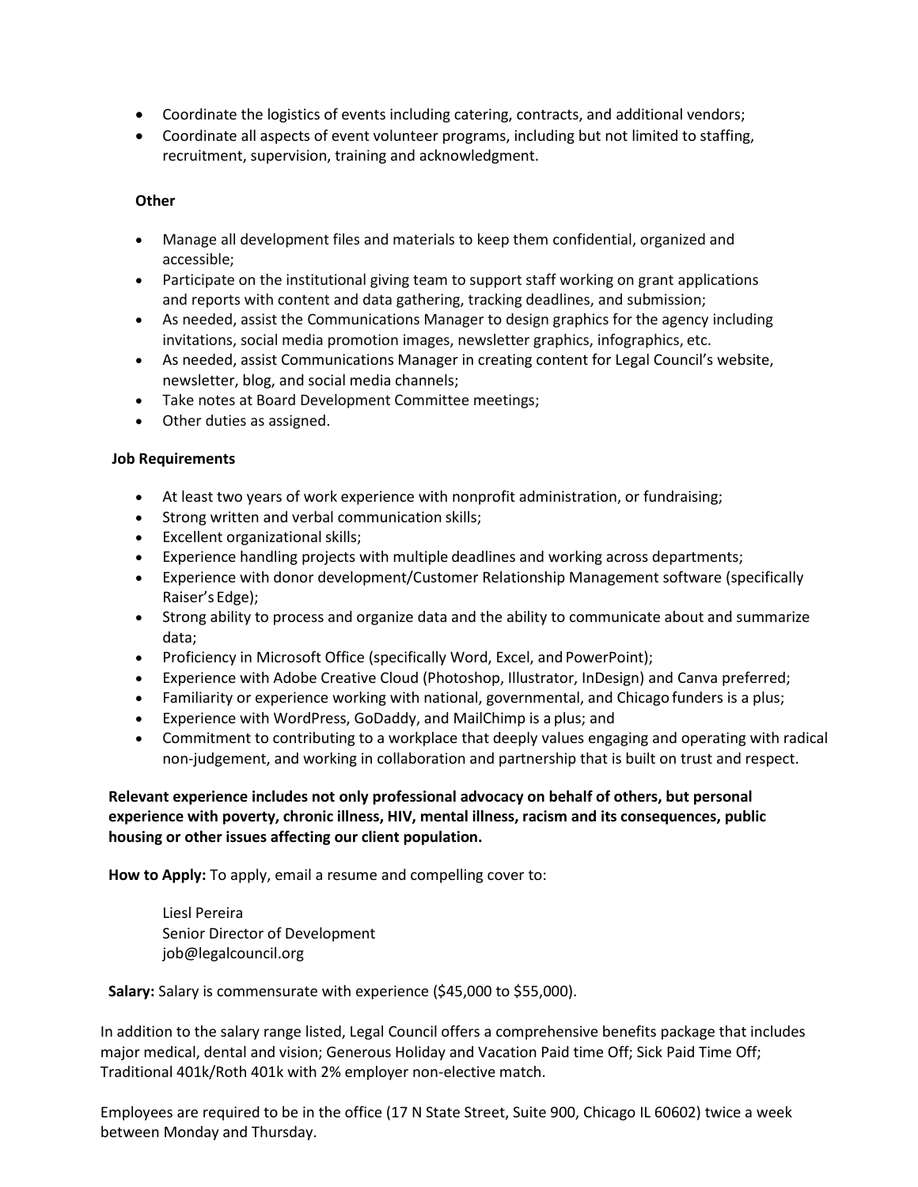- Coordinate the logistics of events including catering, contracts, and additional vendors;
- Coordinate all aspects of event volunteer programs, including but not limited to staffing, recruitment, supervision, training and acknowledgment.

**Other**

- Manage all development files and materials to keep them confidential, organized and accessible;
- Participate on the institutional giving team to support staff working on grant applications and reports with content and data gathering, tracking deadlines, and submission;
- As needed, assist the Communications Manager to design graphics for the agency including invitations, social media promotion images, newsletter graphics, infographics, etc.
- As needed, assist Communications Manager in creating content for Legal Council's website, newsletter, blog, and social media channels;
- Take notes at Board Development Committee meetings;
- Other duties as assigned.

**Job Requirements**

- At least two years of work experience with nonprofit administration, or fundraising;
- Strong written and verbal communication skills;
- Excellent organizational skills;
- Experience handling projects with multiple deadlines and working across departments;
- Experience with donor development/Customer Relationship Management software (specifically Raiser's Edge);
- Strong ability to process and organize data and the ability to communicate about and summarize data;
- Proficiency in Microsoft Office (specifically Word, Excel, and PowerPoint);
- Experience with Adobe Creative Cloud (Photoshop, Illustrator, InDesign) and Canva preferred;
- Familiarity or experience working with national, governmental, and Chicago funders is a plus;
- Experience with WordPress, GoDaddy, and MailChimp is a plus; and
- Commitment to contributing to a workplace that deeply values engaging and operating with radical non-judgement, and working in collaboration and partnership that is built on trust and respect.

**Relevant experience includes not only professional advocacy on behalf of others, but personal experience with poverty, chronic illness, HIV, mental illness, racism and its consequences, public housing or other issues affecting our client population.**

**How to Apply:** To apply, email a resume and compelling cover to:

Liesl Pereira
Senior Director of Development
job@legalcouncil.org

**Salary:** Salary is commensurate with experience ($45,000 to $55,000).

In addition to the salary range listed, Legal Council offers a comprehensive benefits package that includes major medical, dental and vision; Generous Holiday and Vacation Paid time Off; Sick Paid Time Off; Traditional 401k/Roth 401k with 2% employer non-elective match.

Employees are required to be in the office (17 N State Street, Suite 900, Chicago IL 60602) twice a week between Monday and Thursday.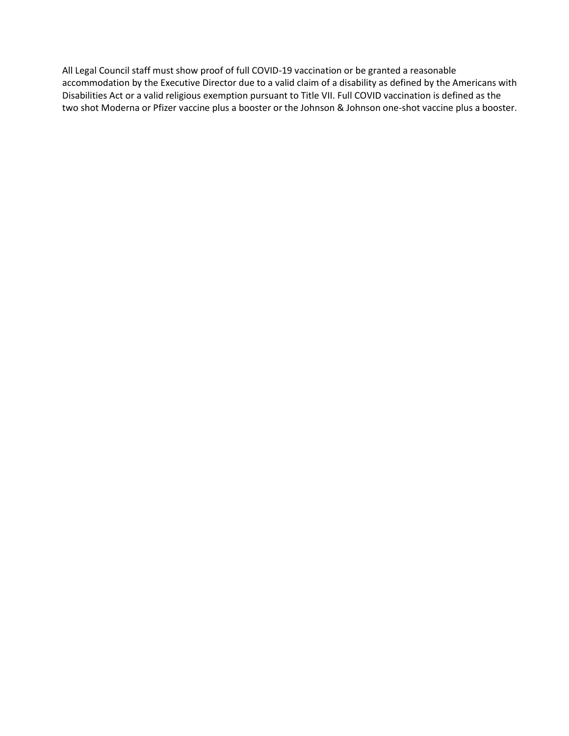All Legal Council staff must show proof of full COVID-19 vaccination or be granted a reasonable accommodation by the Executive Director due to a valid claim of a disability as defined by the Americans with Disabilities Act or a valid religious exemption pursuant to Title VII. Full COVID vaccination is defined as the two shot Moderna or Pfizer vaccine plus a booster or the Johnson & Johnson one-shot vaccine plus a booster.